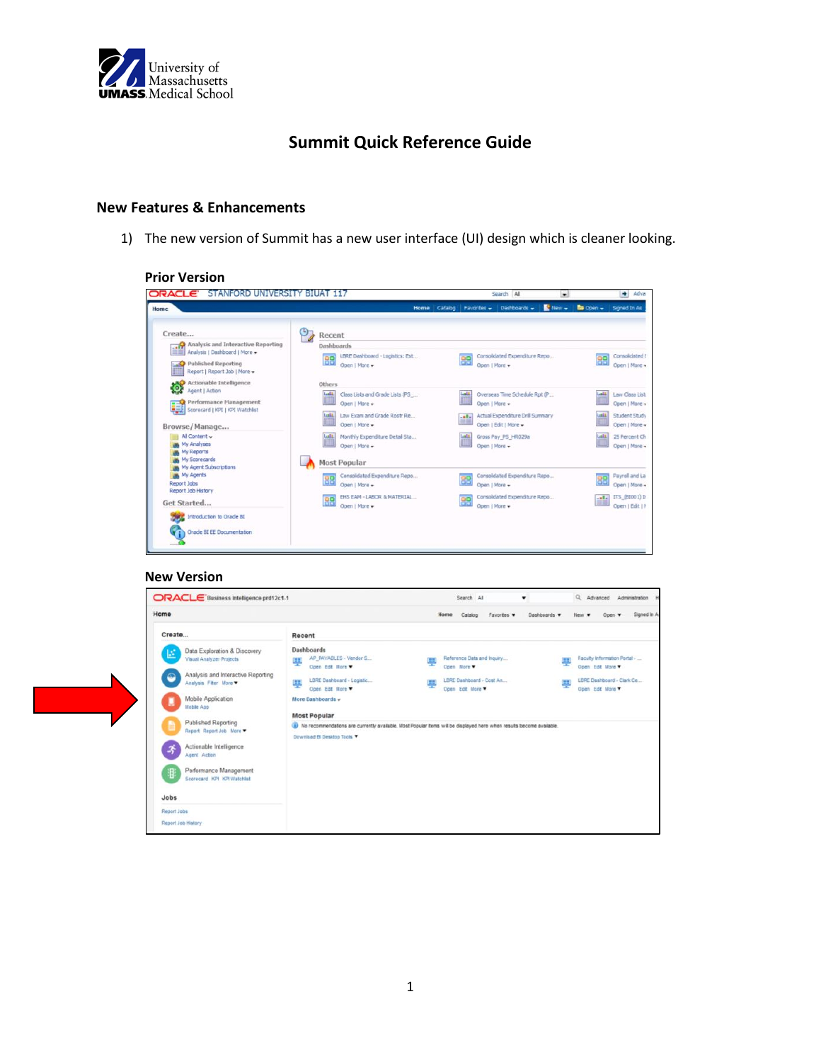# Summit Quick Reference Guide

## New Features & Enhancements

1) The new version of Summit has a new user interface (UI) design which is cleaner looking.

**Prior Version**

**New Version**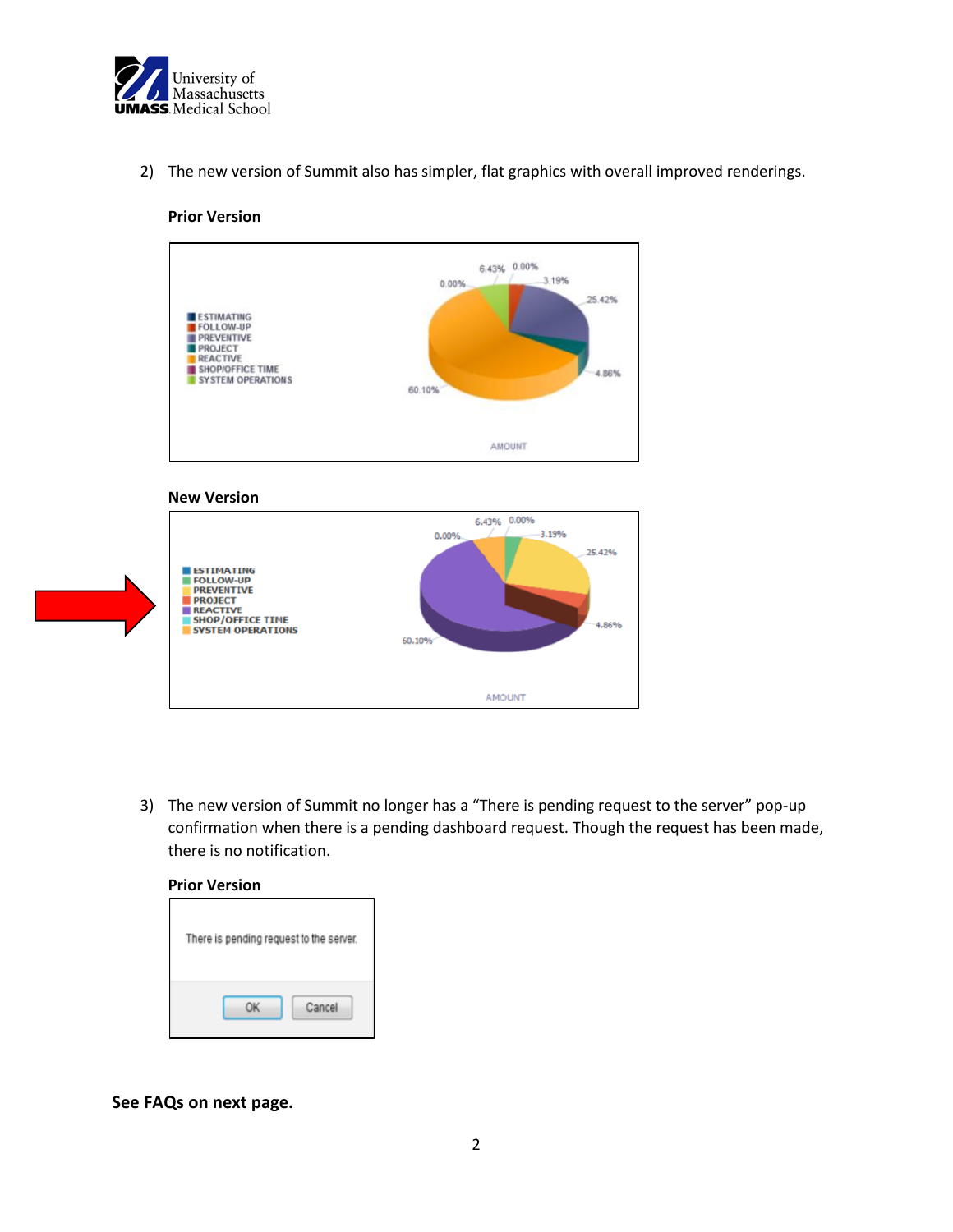2) The new version of Summit also has simpler, flat graphics with overall improved renderings.

**Prior Version**

**New Version**

3) The new version of Summit no longer has a "There is pending request to the server" pop-up confirmation when there is a pending dashboard request. Though the request has been made, there is no notification.

**Prior Version**

**See FAQs on next page.**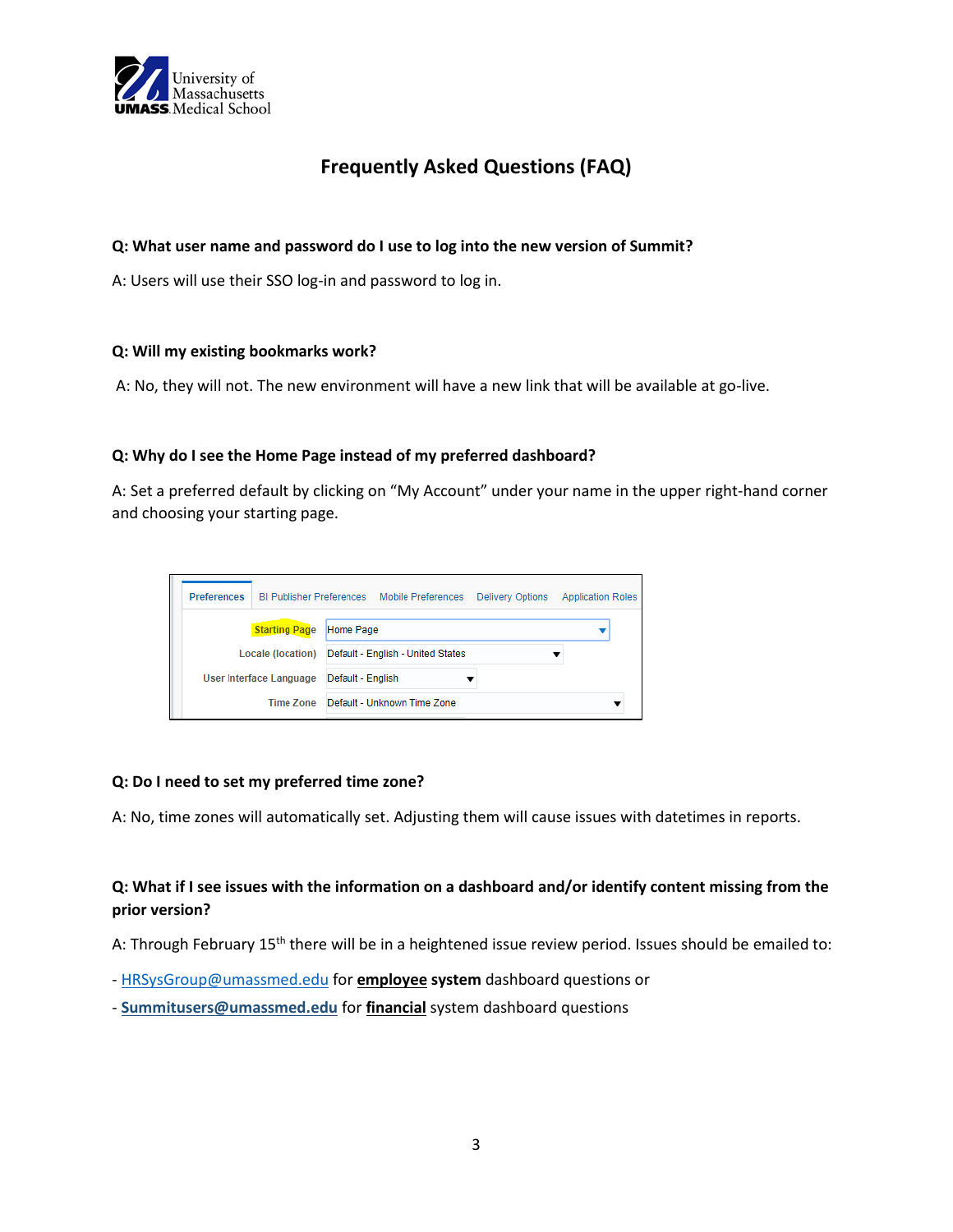# Frequently Asked Questions (FAQ)

**Q: What user name and password do I use to log into the new version of Summit?**

A: Users will use their SSO log-in and password to log in.

**Q: Will my existing bookmarks work?**

A: No, they will not. The new environment will have a new link that will be available at go-live.

**Q: Why do I see the Home Page instead of my preferred dashboard?**

A: Set a preferred default by clicking on "My Account" under your name in the upper right-hand corner and choosing your starting page.

**Q: Do I need to set my preferred time zone?**

A: No, time zones will automatically set. Adjusting them will cause issues with datetimes in reports.

**Q: What if I see issues with the information on a dashboard and/or identify content missing from the prior version?**

A: Through February 15th there will be in a heightened issue review period. Issues should be emailed to:

- HRSysGroup@umassmed.edu for **employee system** dashboard questions or
- **Summitusers@umassmed.edu** for **financial** system dashboard questions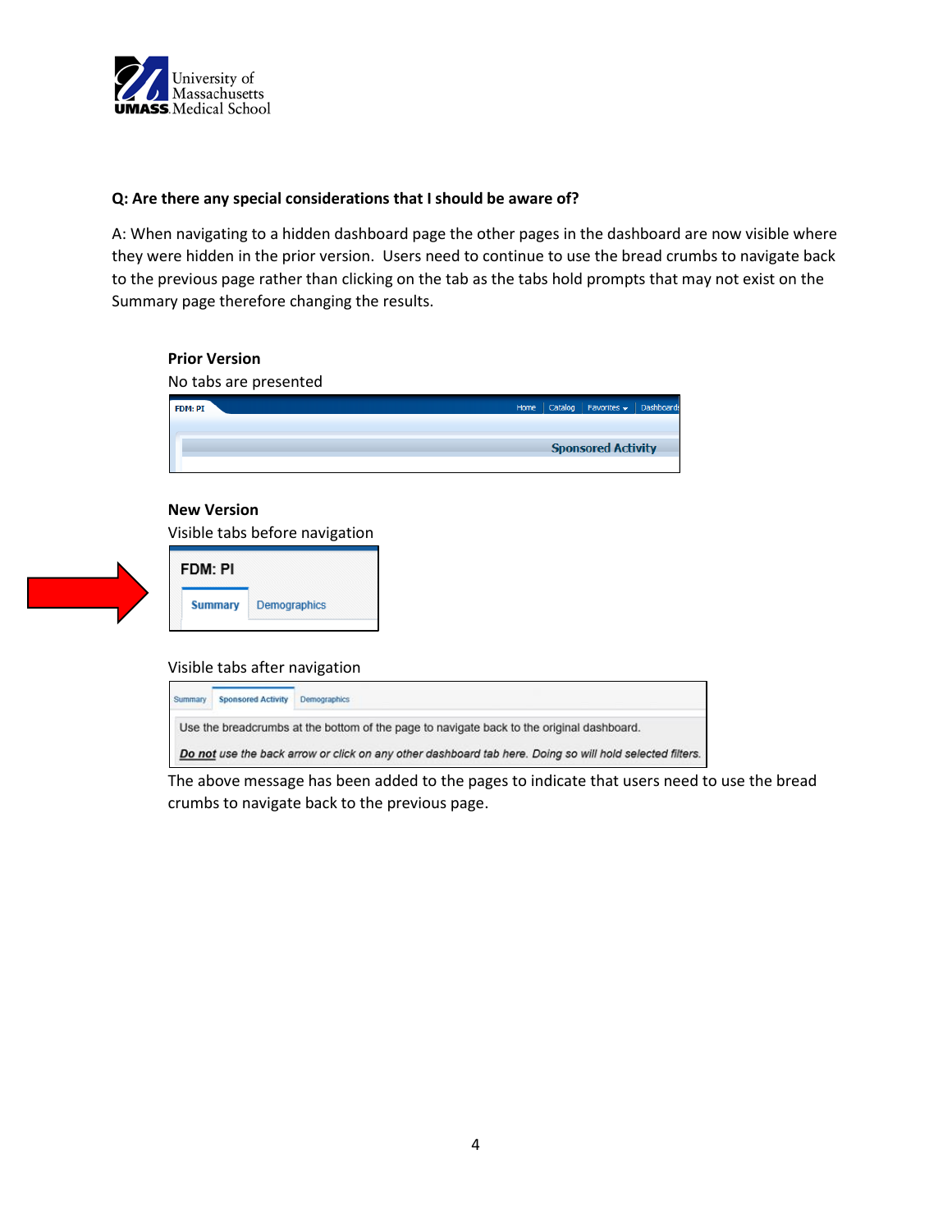**Q: Are there any special considerations that I should be aware of?**

A: When navigating to a hidden dashboard page the other pages in the dashboard are now visible where they were hidden in the prior version. Users need to continue to use the bread crumbs to navigate back to the previous page rather than clicking on the tab as the tabs hold prompts that may not exist on the Summary page therefore changing the results.

**Prior Version**

No tabs are presented

**New Version**

Visible tabs before navigation

Visible tabs after navigation

The above message has been added to the pages to indicate that users need to use the bread crumbs to navigate back to the previous page.